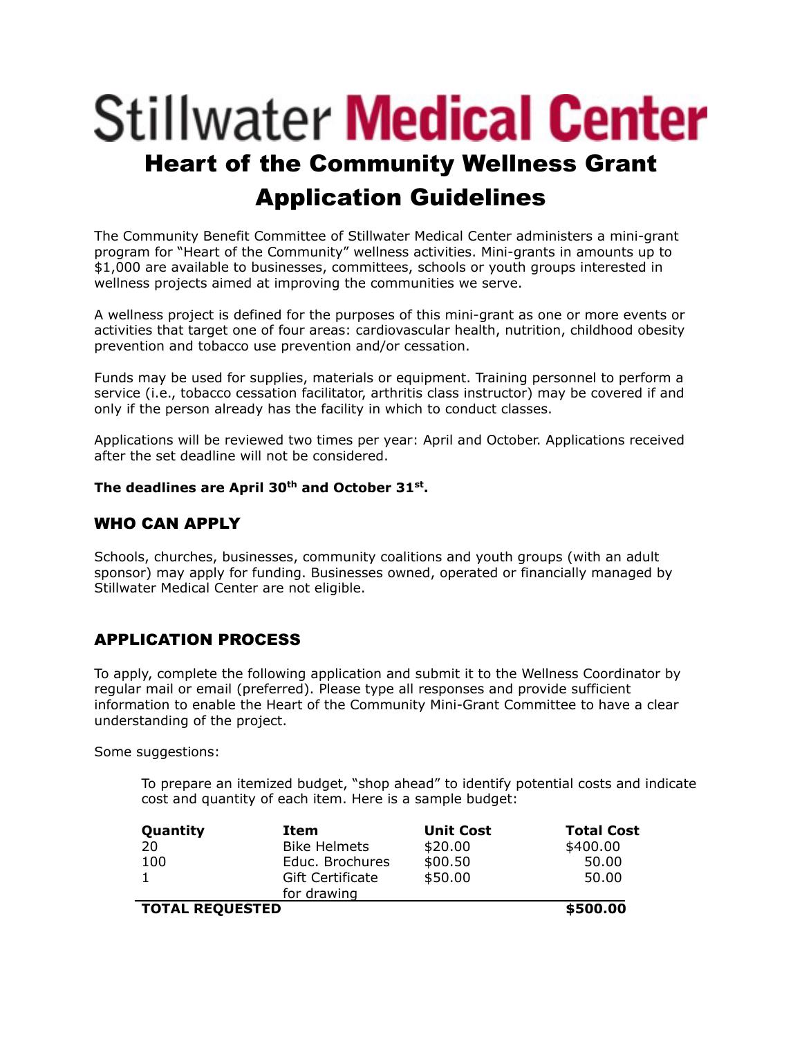# Stillwater Medical Center

## Heart of the Community Wellness Grant Application Guidelines

The Community Benefit Committee of Stillwater Medical Center administers a mini-grant program for "Heart of the Community" wellness activities. Mini-grants in amounts up to $1,000 are available to businesses, committees, schools or youth groups interested in wellness projects aimed at improving the communities we serve.

A wellness project is defined for the purposes of this mini-grant as one or more events or activities that target one of four areas: cardiovascular health, nutrition, childhood obesity prevention and tobacco use prevention and/or cessation.

Funds may be used for supplies, materials or equipment. Training personnel to perform a service (i.e., tobacco cessation facilitator, arthritis class instructor) may be covered if and only if the person already has the facility in which to conduct classes.

Applications will be reviewed two times per year: April and October. Applications received after the set deadline will not be considered.

**The deadlines are April 30th and October 31st.**

### WHO CAN APPLY

Schools, churches, businesses, community coalitions and youth groups (with an adult sponsor) may apply for funding. Businesses owned, operated or financially managed by Stillwater Medical Center are not eligible.

### APPLICATION PROCESS

To apply, complete the following application and submit it to the Wellness Coordinator by regular mail or email (preferred). Please type all responses and provide sufficient information to enable the Heart of the Community Mini-Grant Committee to have a clear understanding of the project.

Some suggestions:

To prepare an itemized budget, "shop ahead" to identify potential costs and indicate cost and quantity of each item. Here is a sample budget:

| **Quantity** | **Item** | **Unit Cost** | **Total Cost** |
|---|---|---|---|
| 20 | Bike Helmets | $20.00 | $400.00 |
| 100 | Educ. Brochures | $00.50 | 50.00 |
| 1 | Gift Certificate for drawing | $50.00 | 50.00 |
| **TOTAL REQUESTED** | | | **$500.00** |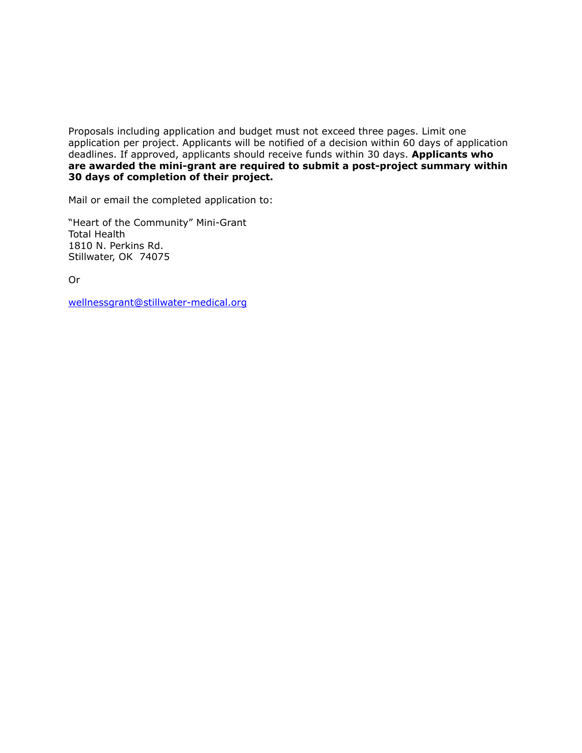Proposals including application and budget must not exceed three pages. Limit one application per project. Applicants will be notified of a decision within 60 days of application deadlines. If approved, applicants should receive funds within 30 days. **Applicants who are awarded the mini-grant are required to submit a post-project summary within 30 days of completion of their project.**

Mail or email the completed application to:

"Heart of the Community" Mini-Grant  
Total Health  
1810 N. Perkins Rd.  
Stillwater, OK 74075

Or

[wellnessgrant@stillwater-medical.org](mailto:wellnessgrant@stillwater-medical.org)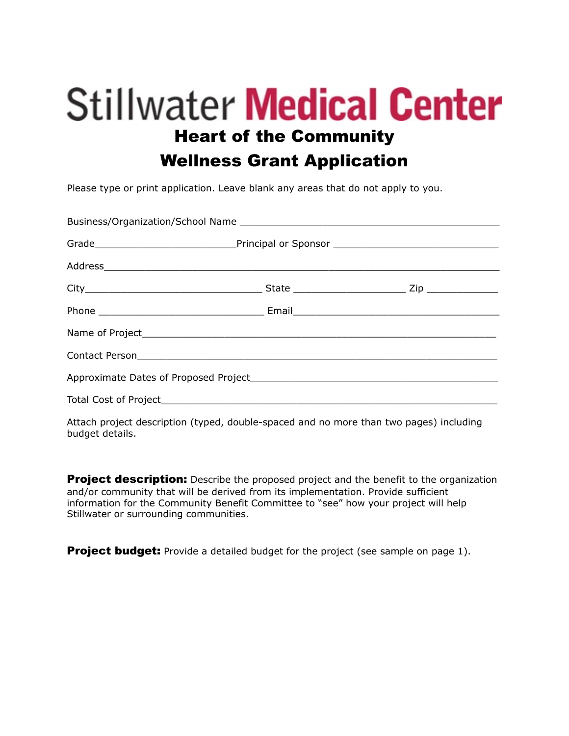# Stillwater Medical Center

## Heart of the Community

## Wellness Grant Application

Please type or print application. Leave blank any areas that do not apply to you.

Business/Organization/School Name ____________________________________________

Grade________________________Principal or Sponsor ____________________________

Address_________________________________________________________________

City______________________________ State ___________________ Zip ____________

Phone ____________________________ Email___________________________________

Name of Project__________________________________________________________

Contact Person___________________________________________________________

Approximate Dates of Proposed Project_____________________________________

Total Cost of Project______________________________________________________

Attach project description (typed, double-spaced and no more than two pages) including budget details.

**Project description:** Describe the proposed project and the benefit to the organization and/or community that will be derived from its implementation. Provide sufficient information for the Community Benefit Committee to "see" how your project will help Stillwater or surrounding communities.

**Project budget:** Provide a detailed budget for the project (see sample on page 1).